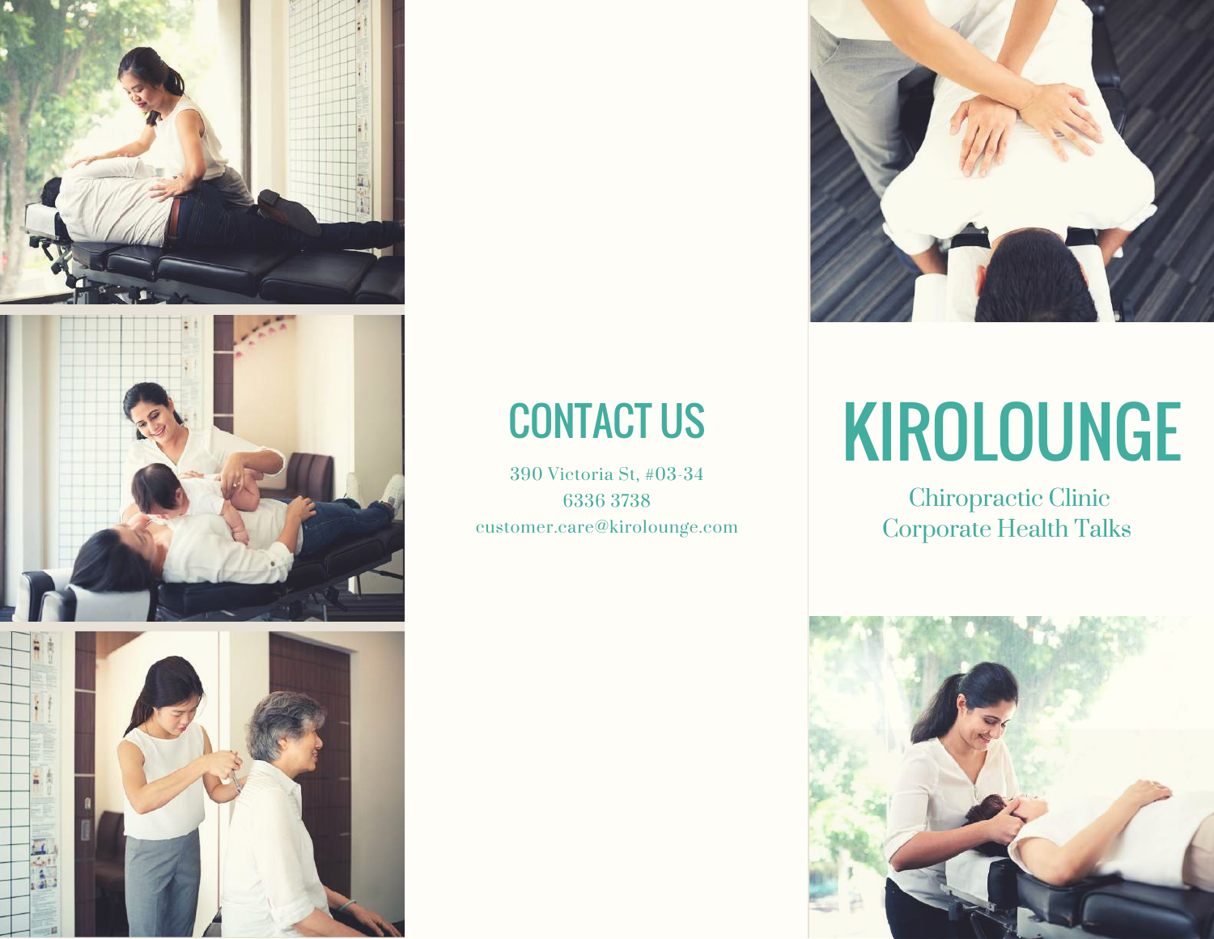## CONTACT US

390 Victoria St, #03-34
6336 3738
customer.care@kirolounge.com

# KIROLOUNGE

Chiropractic Clinic
Corporate Health Talks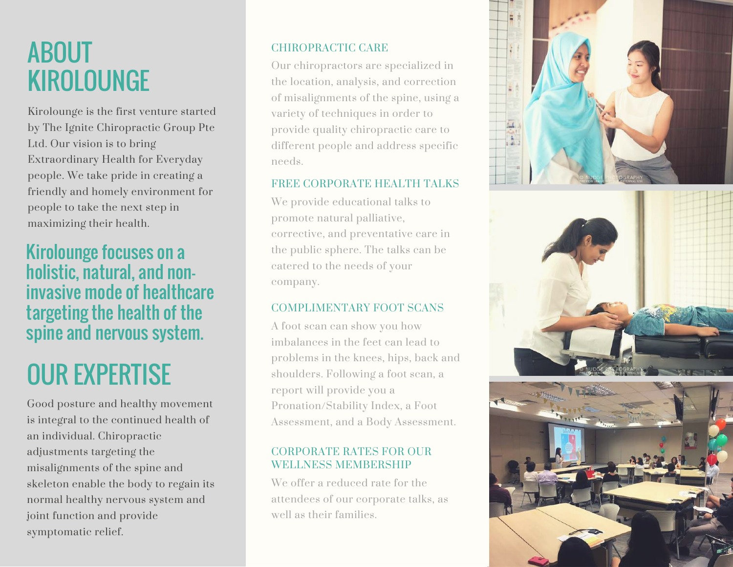# ABOUT KIROLOUNGE

Kirolounge is the first venture started by The Ignite Chiropractic Group Pte Ltd. Our vision is to bring Extraordinary Health for Everyday people. We take pride in creating a friendly and homely environment for people to take the next step in maximizing their health.

## Kirolounge focuses on a holistic, natural, and non-invasive mode of healthcare targeting the health of the spine and nervous system.

# OUR EXPERTISE

Good posture and healthy movement is integral to the continued health of an individual. Chiropractic adjustments targeting the misalignments of the spine and skeleton enable the body to regain its normal healthy nervous system and joint function and provide symptomatic relief.

### CHIROPRACTIC CARE

Our chiropractors are specialized in the location, analysis, and correction of misalignments of the spine, using a variety of techniques in order to provide quality chiropractic care to different people and address specific needs.

### FREE CORPORATE HEALTH TALKS

We provide educational talks to promote natural palliative, corrective, and preventative care in the public sphere. The talks can be catered to the needs of your company.

### COMPLIMENTARY FOOT SCANS

A foot scan can show you how imbalances in the feet can lead to problems in the knees, hips, back and shoulders. Following a foot scan, a report will provide you a Pronation/Stability Index, a Foot Assessment, and a Body Assessment.

### CORPORATE RATES FOR OUR WELLNESS MEMBERSHIP

We offer a reduced rate for the attendees of our corporate talks, as well as their families.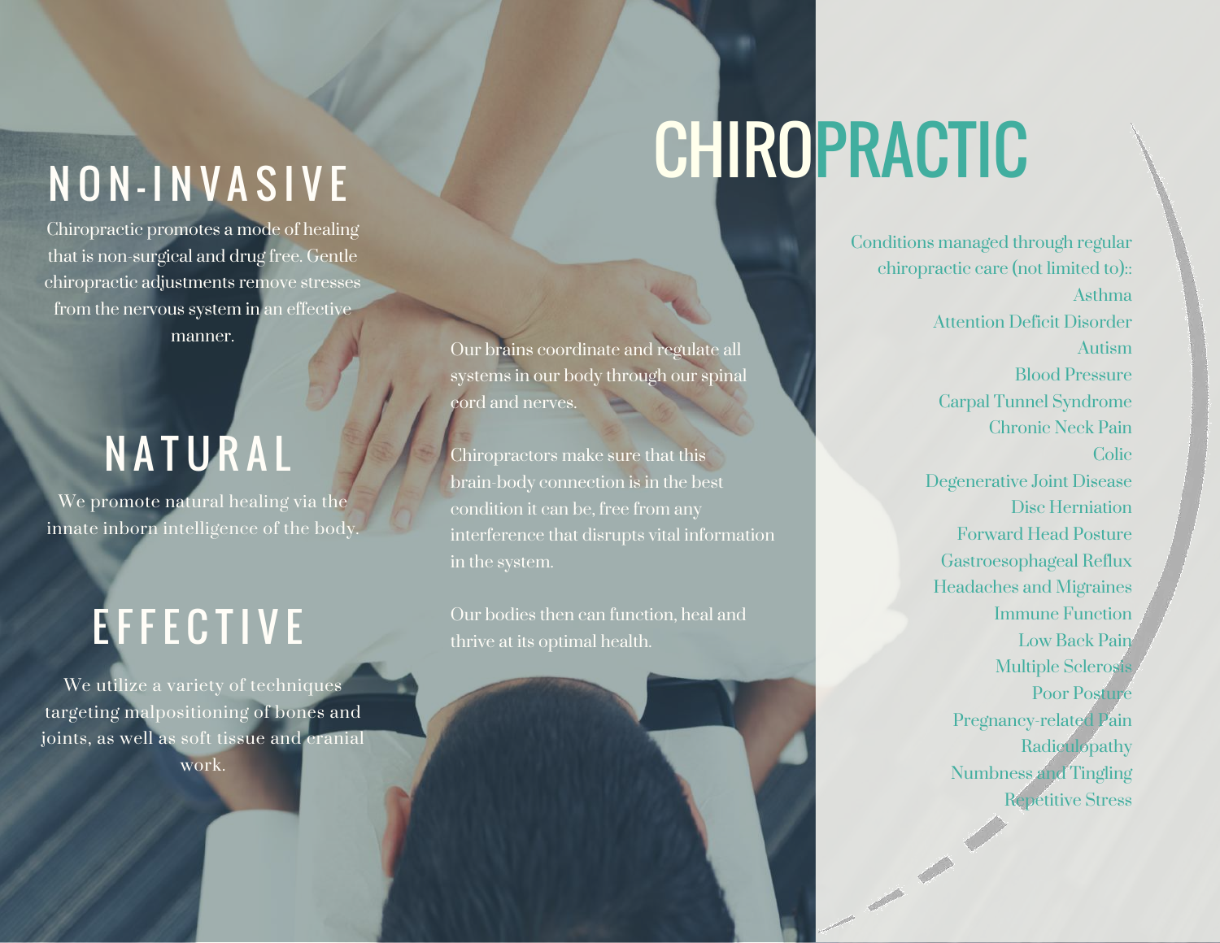## NON-INVASIVE

Chiropractic promotes a mode of healing that is non-surgical and drug free. Gentle chiropractic adjustments remove stresses from the nervous system in an effective manner.

## NATURAL

We promote natural healing via the innate inborn intelligence of the body.

## EFFECTIVE

We utilize a variety of techniques targeting malpositioning of bones and joints, as well as soft tissue and cranial work.

Our brains coordinate and regulate all systems in our body through our spinal cord and nerves.

Chiropractors make sure that this brain-body connection is in the best condition it can be, free from any interference that disrupts vital information in the system.

Our bodies then can function, heal and thrive at its optimal health.

# CHIROPRACTIC

Conditions managed through regular chiropractic care (not limited to)::

Asthma
Attention Deficit Disorder
Autism
Blood Pressure
Carpal Tunnel Syndrome
Chronic Neck Pain
Colic
Degenerative Joint Disease
Disc Herniation
Forward Head Posture
Gastroesophageal Reflux
Headaches and Migraines
Immune Function
Low Back Pain
Multiple Sclerosis
Poor Posture
Pregnancy-related Pain
Radiculopathy
Numbness and Tingling
Repetitive Stress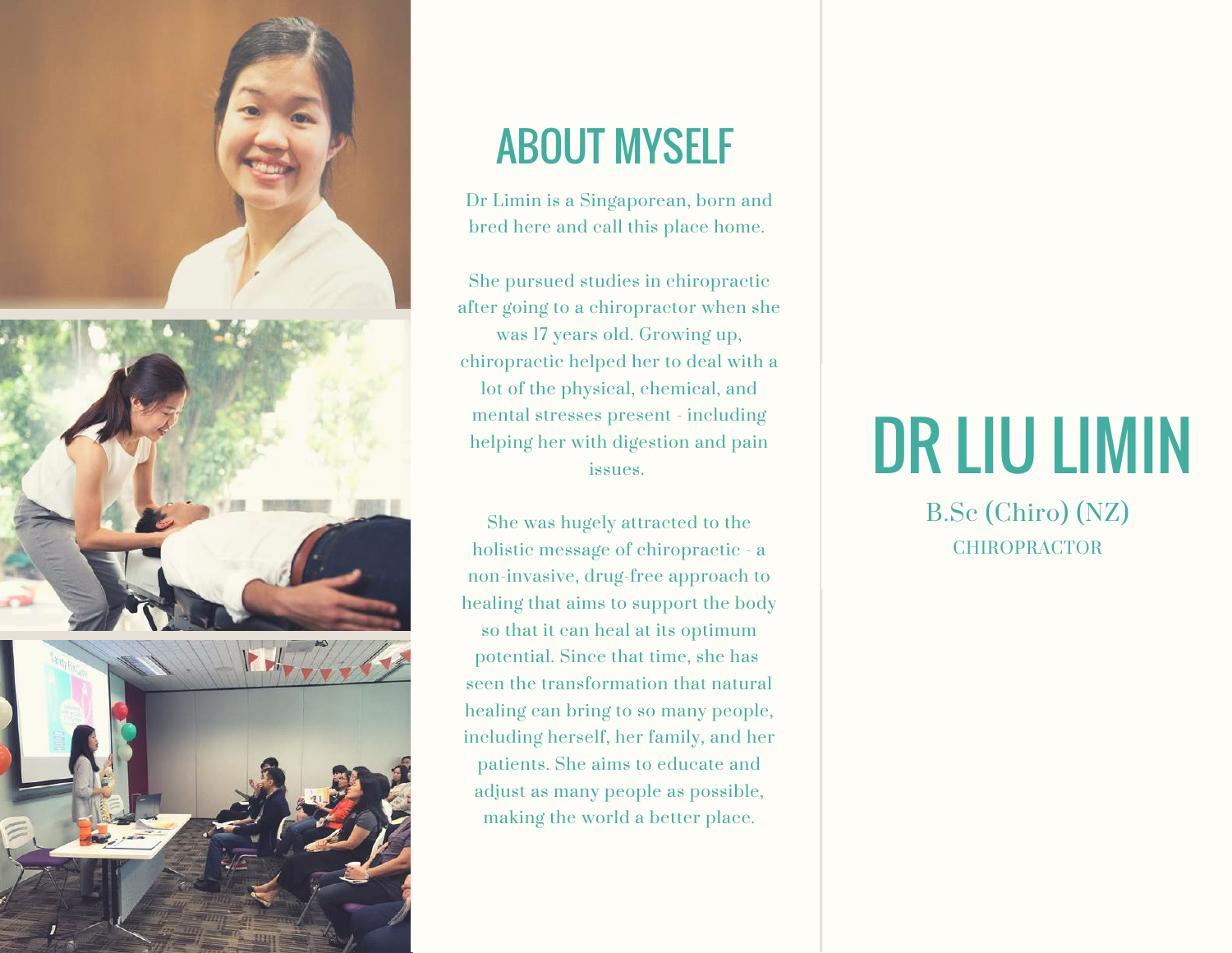# ABOUT MYSELF

Dr Limin is a Singaporean, born and bred here and call this place home.

She pursued studies in chiropractic after going to a chiropractor when she was 17 years old. Growing up, chiropractic helped her to deal with a lot of the physical, chemical, and mental stresses present - including helping her with digestion and pain issues.

She was hugely attracted to the holistic message of chiropractic - a non-invasive, drug-free approach to healing that aims to support the body so that it can heal at its optimum potential. Since that time, she has seen the transformation that natural healing can bring to so many people, including herself, her family, and her patients. She aims to educate and adjust as many people as possible, making the world a better place.

# DR LIU LIMIN

B.Sc (Chiro) (NZ)

CHIROPRACTOR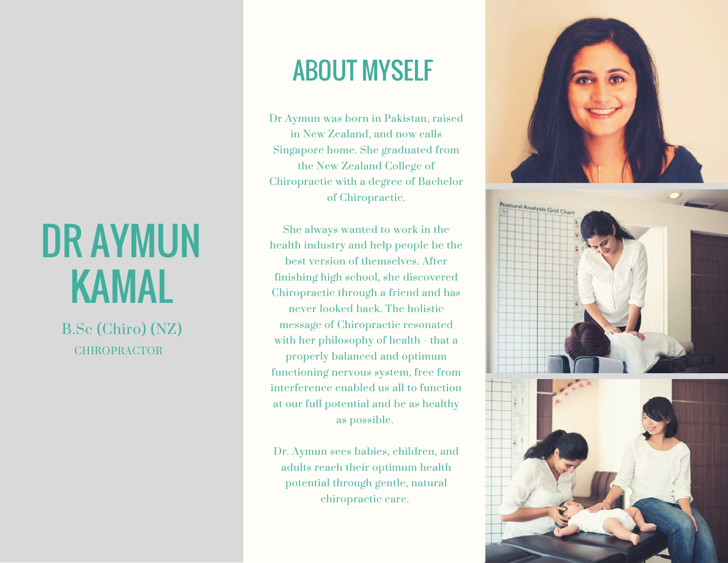# DR AYMUN KAMAL

B.Sc (Chiro) (NZ)
CHIROPRACTOR

## ABOUT MYSELF

Dr Aymun was born in Pakistan, raised in New Zealand, and now calls Singapore home. She graduated from the New Zealand College of Chiropractic with a degree of Bachelor of Chiropractic.

She always wanted to work in the health industry and help people be the best version of themselves. After finishing high school, she discovered Chiropractic through a friend and has never looked back. The holistic message of Chiropractic resonated with her philosophy of health - that a properly balanced and optimum functioning nervous system, free from interference enabled us all to function at our full potential and be as healthy as possible.

Dr. Aymun sees babies, children, and adults reach their optimum health potential through gentle, natural chiropractic care.